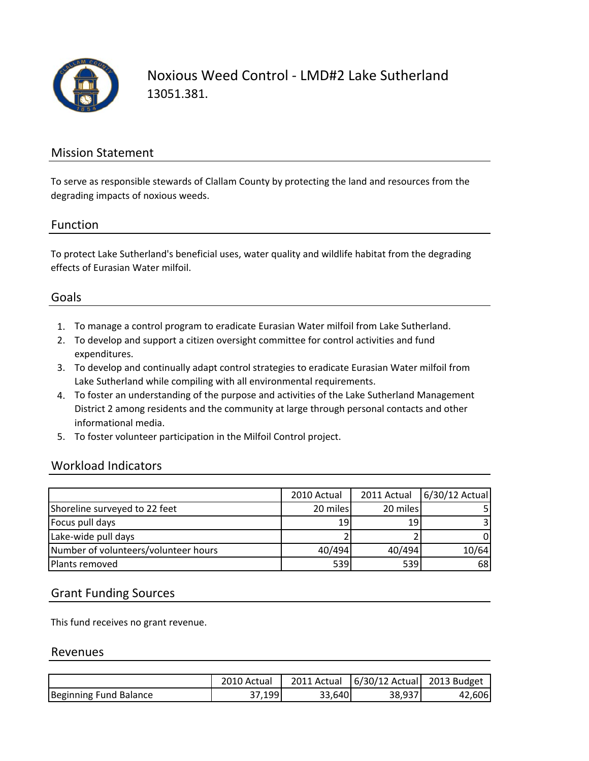# Noxious Weed Control - LMD#2 Lake Sutherland

13051.381.

## Mission Statement

To serve as responsible stewards of Clallam County by protecting the land and resources from the degrading impacts of noxious weeds.

## Function

To protect Lake Sutherland's beneficial uses, water quality and wildlife habitat from the degrading effects of Eurasian Water milfoil.

## Goals

1. To manage a control program to eradicate Eurasian Water milfoil from Lake Sutherland.
2. To develop and support a citizen oversight committee for control activities and fund expenditures.
3. To develop and continually adapt control strategies to eradicate Eurasian Water milfoil from Lake Sutherland while compiling with all environmental requirements.
4. To foster an understanding of the purpose and activities of the Lake Sutherland Management District 2 among residents and the community at large through personal contacts and other informational media.
5. To foster volunteer participation in the Milfoil Control project.

## Workload Indicators

| | 2010 Actual | 2011 Actual | 6/30/12 Actual |
|---|---|---|---|
| Shoreline surveyed to 22 feet | 20 miles | 20 miles | 5 |
| Focus pull days | 19 | 19 | 3 |
| Lake-wide pull days | 2 | 2 | 0 |
| Number of volunteers/volunteer hours | 40/494 | 40/494 | 10/64 |
| Plants removed | 539 | 539 | 68 |

## Grant Funding Sources

This fund receives no grant revenue.

## Revenues

| | 2010 Actual | 2011 Actual | 6/30/12 Actual | 2013 Budget |
|---|---|---|---|---|
| Beginning Fund Balance | 37,199 | 33,640 | 38,937 | 42,606 |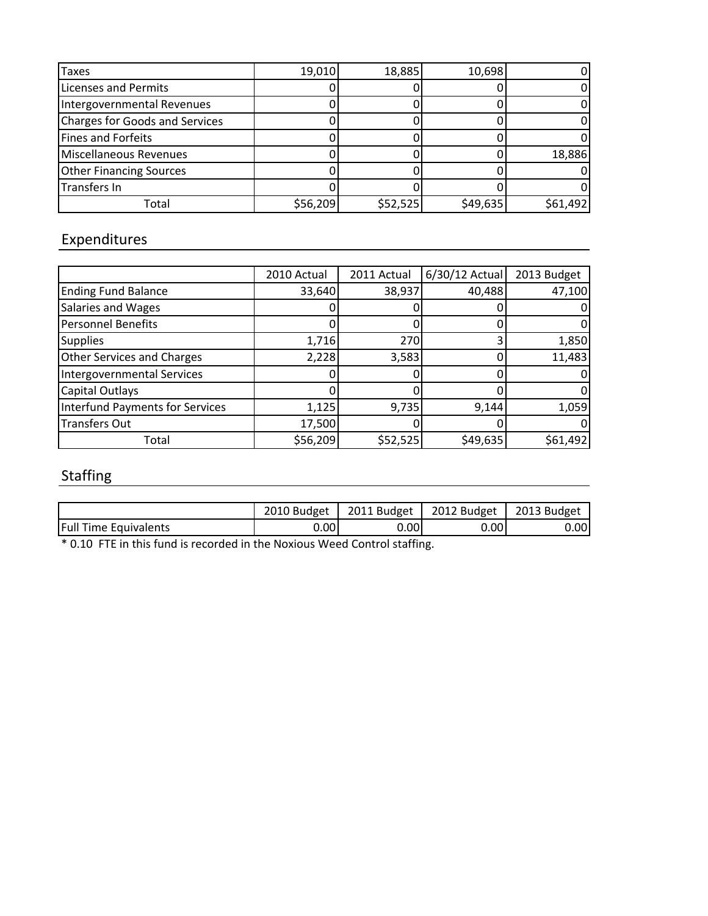| | | | | |
|---|---|---|---|---|
| Taxes | 19,010 | 18,885 | 10,698 | 0 |
| Licenses and Permits | 0 | 0 | 0 | 0 |
| Intergovernmental Revenues | 0 | 0 | 0 | 0 |
| Charges for Goods and Services | 0 | 0 | 0 | 0 |
| Fines and Forfeits | 0 | 0 | 0 | 0 |
| Miscellaneous Revenues | 0 | 0 | 0 | 18,886 |
| Other Financing Sources | 0 | 0 | 0 | 0 |
| Transfers In | 0 | 0 | 0 | 0 |
| Total | $56,209 | $52,525 | $49,635 | $61,492 |

## Expenditures

| | 2010 Actual | 2011 Actual | 6/30/12 Actual | 2013 Budget |
|---|---|---|---|---|
| Ending Fund Balance | 33,640 | 38,937 | 40,488 | 47,100 |
| Salaries and Wages | 0 | 0 | 0 | 0 |
| Personnel Benefits | 0 | 0 | 0 | 0 |
| Supplies | 1,716 | 270 | 3 | 1,850 |
| Other Services and Charges | 2,228 | 3,583 | 0 | 11,483 |
| Intergovernmental Services | 0 | 0 | 0 | 0 |
| Capital Outlays | 0 | 0 | 0 | 0 |
| Interfund Payments for Services | 1,125 | 9,735 | 9,144 | 1,059 |
| Transfers Out | 17,500 | 0 | 0 | 0 |
| Total | $56,209 | $52,525 | $49,635 | $61,492 |

## Staffing

| | 2010 Budget | 2011 Budget | 2012 Budget | 2013 Budget |
|---|---|---|---|---|
| Full Time Equivalents | 0.00 | 0.00 | 0.00 | 0.00 |

* 0.10 FTE in this fund is recorded in the Noxious Weed Control staffing.